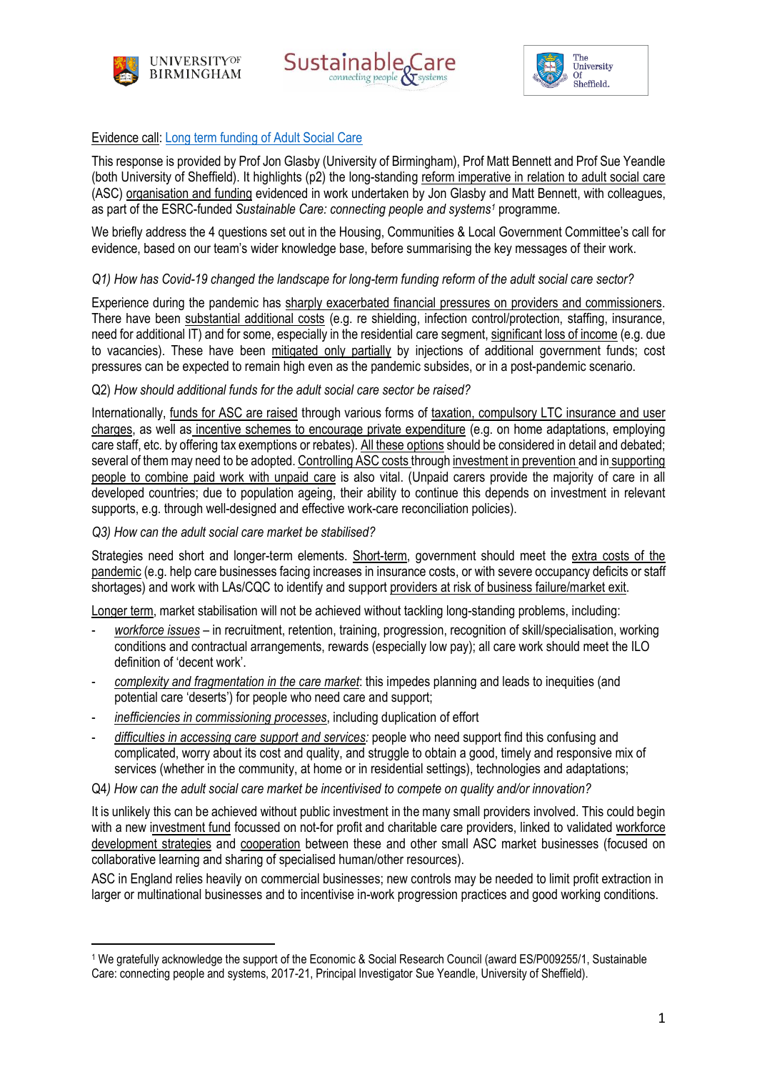Evidence call: Long term funding of Adult Social Care

This response is provided by Prof Jon Glasby (University of Birmingham), Prof Matt Bennett and Prof Sue Yeandle (both University of Sheffield). It highlights (p2) the long-standing reform imperative in relation to adult social care (ASC) organisation and funding evidenced in work undertaken by Jon Glasby and Matt Bennett, with colleagues, as part of the ESRC-funded *Sustainable Care: connecting people and systems*[1] programme.

We briefly address the 4 questions set out in the Housing, Communities & Local Government Committee's call for evidence, based on our team's wider knowledge base, before summarising the key messages of their work.

*Q1) How has Covid-19 changed the landscape for long-term funding reform of the adult social care sector?*

Experience during the pandemic has sharply exacerbated financial pressures on providers and commissioners. There have been substantial additional costs (e.g. re shielding, infection control/protection, staffing, insurance, need for additional IT) and for some, especially in the residential care segment, significant loss of income (e.g. due to vacancies). These have been mitigated only partially by injections of additional government funds; cost pressures can be expected to remain high even as the pandemic subsides, or in a post-pandemic scenario.

Q2) *How should additional funds for the adult social care sector be raised?*

Internationally, funds for ASC are raised through various forms of taxation, compulsory LTC insurance and user charges, as well as incentive schemes to encourage private expenditure (e.g. on home adaptations, employing care staff, etc. by offering tax exemptions or rebates). All these options should be considered in detail and debated; several of them may need to be adopted. Controlling ASC costs through investment in prevention and in supporting people to combine paid work with unpaid care is also vital. (Unpaid carers provide the majority of care in all developed countries; due to population ageing, their ability to continue this depends on investment in relevant supports, e.g. through well-designed and effective work-care reconciliation policies).

*Q3) How can the adult social care market be stabilised?*

Strategies need short and longer-term elements. Short-term, government should meet the extra costs of the pandemic (e.g. help care businesses facing increases in insurance costs, or with severe occupancy deficits or staff shortages) and work with LAs/CQC to identify and support providers at risk of business failure/market exit.

Longer term, market stabilisation will not be achieved without tackling long-standing problems, including:

- *workforce issues* – in recruitment, retention, training, progression, recognition of skill/specialisation, working conditions and contractual arrangements, rewards (especially low pay); all care work should meet the ILO definition of 'decent work'.
- *complexity and fragmentation in the care market*: this impedes planning and leads to inequities (and potential care 'deserts') for people who need care and support;
- *inefficiencies in commissioning processes*, including duplication of effort
- *difficulties in accessing care support and services:* people who need support find this confusing and complicated, worry about its cost and quality, and struggle to obtain a good, timely and responsive mix of services (whether in the community, at home or in residential settings), technologies and adaptations;

Q4*) How can the adult social care market be incentivised to compete on quality and/or innovation?*

It is unlikely this can be achieved without public investment in the many small providers involved. This could begin with a new investment fund focussed on not-for profit and charitable care providers, linked to validated workforce development strategies and cooperation between these and other small ASC market businesses (focused on collaborative learning and sharing of specialised human/other resources).

ASC in England relies heavily on commercial businesses; new controls may be needed to limit profit extraction in larger or multinational businesses and to incentivise in-work progression practices and good working conditions.

---

[1] We gratefully acknowledge the support of the Economic & Social Research Council (award ES/P009255/1, Sustainable Care: connecting people and systems, 2017-21, Principal Investigator Sue Yeandle, University of Sheffield).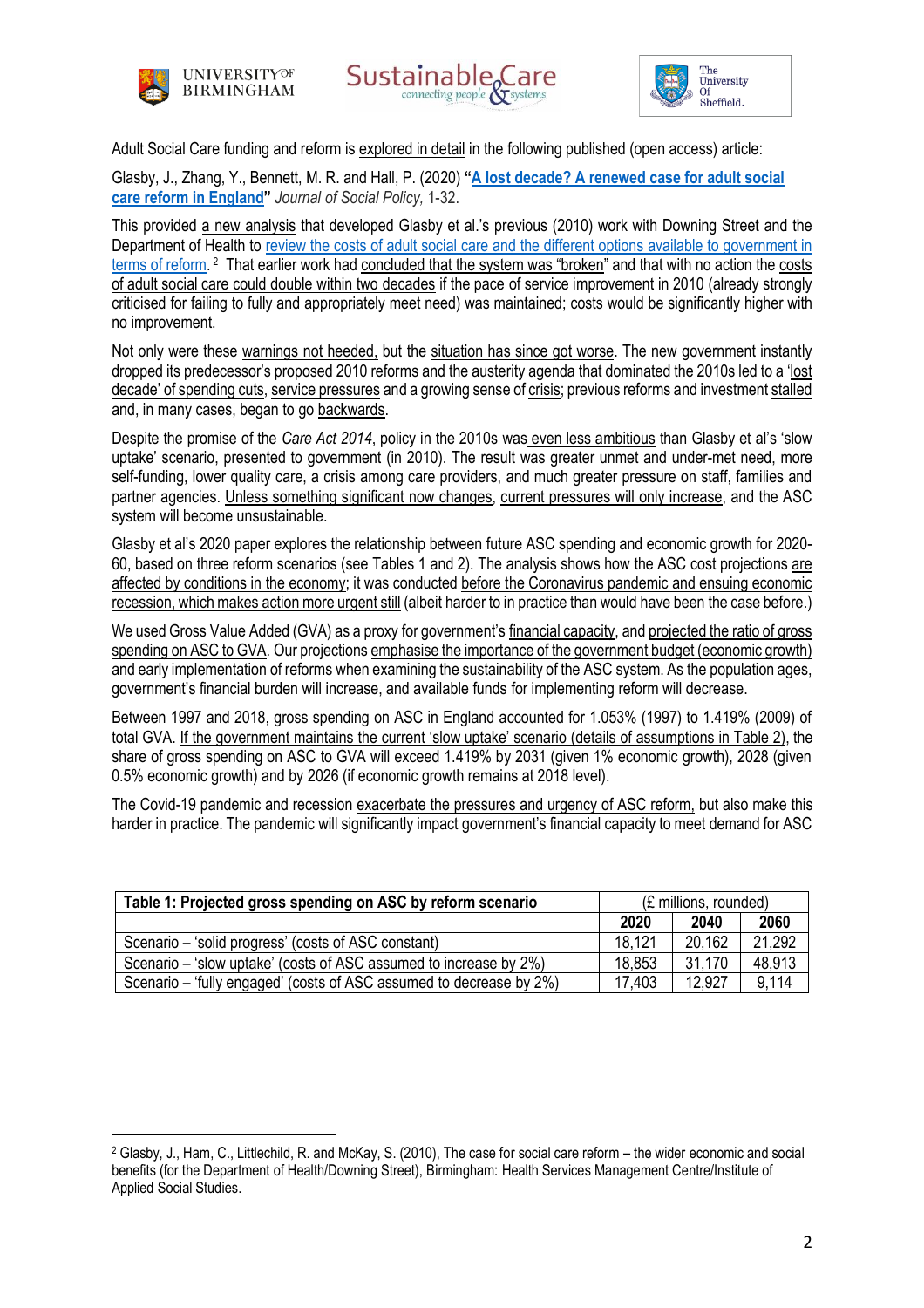Adult Social Care funding and reform is explored in detail in the following published (open access) article:

Glasby, J., Zhang, Y., Bennett, M. R. and Hall, P. (2020) **"A lost decade? A renewed case for adult social care reform in England"** *Journal of Social Policy,* 1-32.

This provided a new analysis that developed Glasby et al.'s previous (2010) work with Downing Street and the Department of Health to review the costs of adult social care and the different options available to government in terms of reform.[2] That earlier work had concluded that the system was "broken" and that with no action the costs of adult social care could double within two decades if the pace of service improvement in 2010 (already strongly criticised for failing to fully and appropriately meet need) was maintained; costs would be significantly higher with no improvement.

Not only were these warnings not heeded, but the situation has since got worse. The new government instantly dropped its predecessor's proposed 2010 reforms and the austerity agenda that dominated the 2010s led to a 'lost decade' of spending cuts, service pressures and a growing sense of crisis; previous reforms and investment stalled and, in many cases, began to go backwards.

Despite the promise of the *Care Act 2014*, policy in the 2010s was even less ambitious than Glasby et al's 'slow uptake' scenario, presented to government (in 2010). The result was greater unmet and under-met need, more self-funding, lower quality care, a crisis among care providers, and much greater pressure on staff, families and partner agencies. Unless something significant now changes, current pressures will only increase, and the ASC system will become unsustainable.

Glasby et al's 2020 paper explores the relationship between future ASC spending and economic growth for 2020-60, based on three reform scenarios (see Tables 1 and 2). The analysis shows how the ASC cost projections are affected by conditions in the economy; it was conducted before the Coronavirus pandemic and ensuing economic recession, which makes action more urgent still (albeit harder to in practice than would have been the case before.)

We used Gross Value Added (GVA) as a proxy for government's financial capacity, and projected the ratio of gross spending on ASC to GVA. Our projections emphasise the importance of the government budget (economic growth) and early implementation of reforms when examining the sustainability of the ASC system. As the population ages, government's financial burden will increase, and available funds for implementing reform will decrease.

Between 1997 and 2018, gross spending on ASC in England accounted for 1.053% (1997) to 1.419% (2009) of total GVA. If the government maintains the current 'slow uptake' scenario (details of assumptions in Table 2), the share of gross spending on ASC to GVA will exceed 1.419% by 2031 (given 1% economic growth), 2028 (given 0.5% economic growth) and by 2026 (if economic growth remains at 2018 level).

The Covid-19 pandemic and recession exacerbate the pressures and urgency of ASC reform, but also make this harder in practice. The pandemic will significantly impact government's financial capacity to meet demand for ASC

| **Table 1: Projected gross spending on ASC by reform scenario** | (£ millions, rounded) | | |
|---|---|---|---|
| | **2020** | **2040** | **2060** |
| Scenario – 'solid progress' (costs of ASC constant) | 18,121 | 20,162 | 21,292 |
| Scenario – 'slow uptake' (costs of ASC assumed to increase by 2%) | 18,853 | 31,170 | 48,913 |
| Scenario – 'fully engaged' (costs of ASC assumed to decrease by 2%) | 17,403 | 12,927 | 9,114 |

[2] Glasby, J., Ham, C., Littlechild, R. and McKay, S. (2010), The case for social care reform – the wider economic and social benefits (for the Department of Health/Downing Street), Birmingham: Health Services Management Centre/Institute of Applied Social Studies.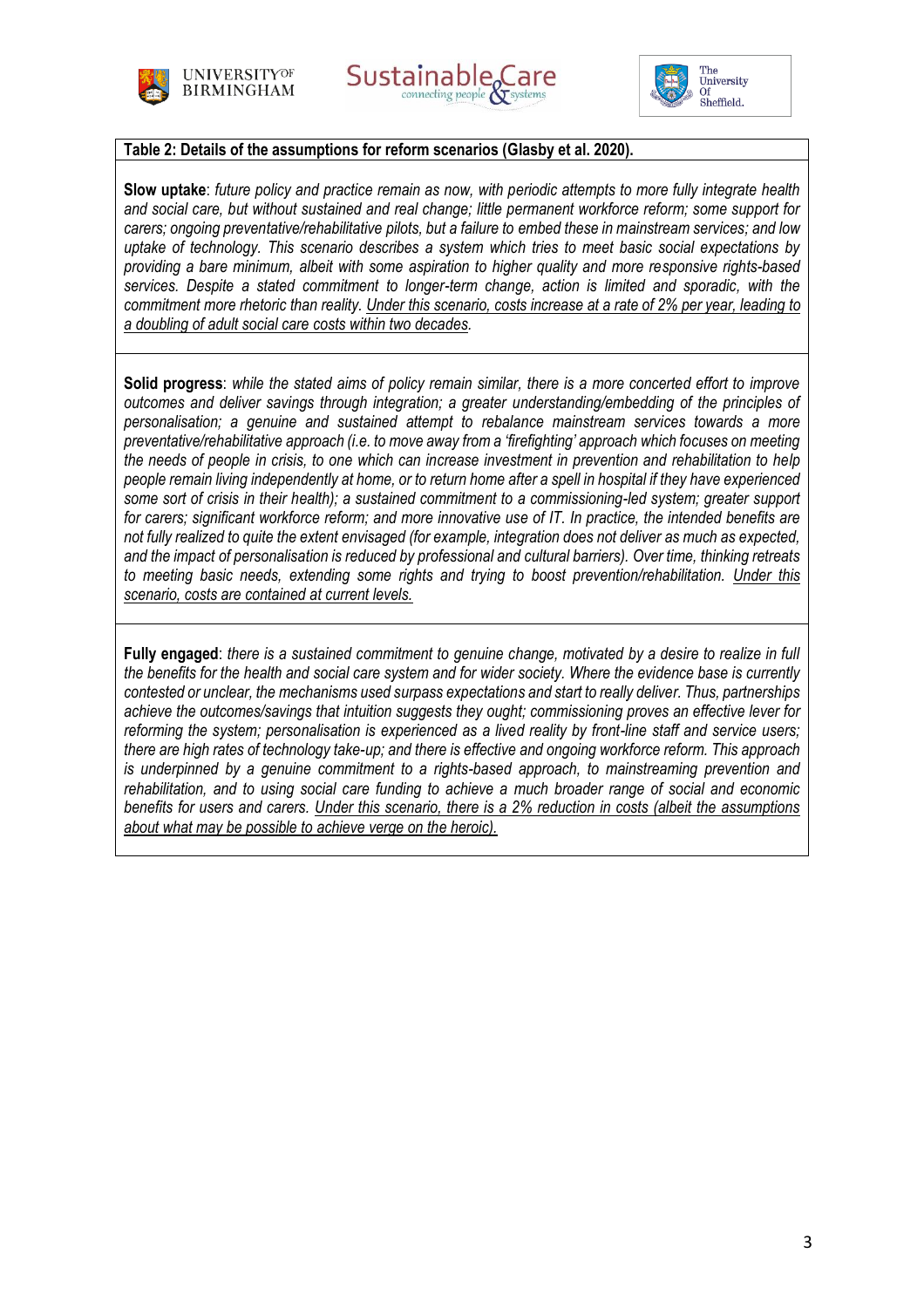**Table 2: Details of the assumptions for reform scenarios (Glasby et al. 2020).**

**Slow uptake**: *future policy and practice remain as now, with periodic attempts to more fully integrate health and social care, but without sustained and real change; little permanent workforce reform; some support for carers; ongoing preventative/rehabilitative pilots, but a failure to embed these in mainstream services; and low uptake of technology. This scenario describes a system which tries to meet basic social expectations by providing a bare minimum, albeit with some aspiration to higher quality and more responsive rights-based services. Despite a stated commitment to longer-term change, action is limited and sporadic, with the commitment more rhetoric than reality. Under this scenario, costs increase at a rate of 2% per year, leading to a doubling of adult social care costs within two decades.*

**Solid progress**: *while the stated aims of policy remain similar, there is a more concerted effort to improve outcomes and deliver savings through integration; a greater understanding/embedding of the principles of personalisation; a genuine and sustained attempt to rebalance mainstream services towards a more preventative/rehabilitative approach (i.e. to move away from a 'firefighting' approach which focuses on meeting the needs of people in crisis, to one which can increase investment in prevention and rehabilitation to help people remain living independently at home, or to return home after a spell in hospital if they have experienced some sort of crisis in their health); a sustained commitment to a commissioning-led system; greater support for carers; significant workforce reform; and more innovative use of IT. In practice, the intended benefits are not fully realized to quite the extent envisaged (for example, integration does not deliver as much as expected, and the impact of personalisation is reduced by professional and cultural barriers). Over time, thinking retreats to meeting basic needs, extending some rights and trying to boost prevention/rehabilitation. Under this scenario, costs are contained at current levels.*

**Fully engaged**: *there is a sustained commitment to genuine change, motivated by a desire to realize in full the benefits for the health and social care system and for wider society. Where the evidence base is currently contested or unclear, the mechanisms used surpass expectations and start to really deliver. Thus, partnerships achieve the outcomes/savings that intuition suggests they ought; commissioning proves an effective lever for reforming the system; personalisation is experienced as a lived reality by front-line staff and service users; there are high rates of technology take-up; and there is effective and ongoing workforce reform. This approach is underpinned by a genuine commitment to a rights-based approach, to mainstreaming prevention and rehabilitation, and to using social care funding to achieve a much broader range of social and economic benefits for users and carers. Under this scenario, there is a 2% reduction in costs (albeit the assumptions about what may be possible to achieve verge on the heroic).*